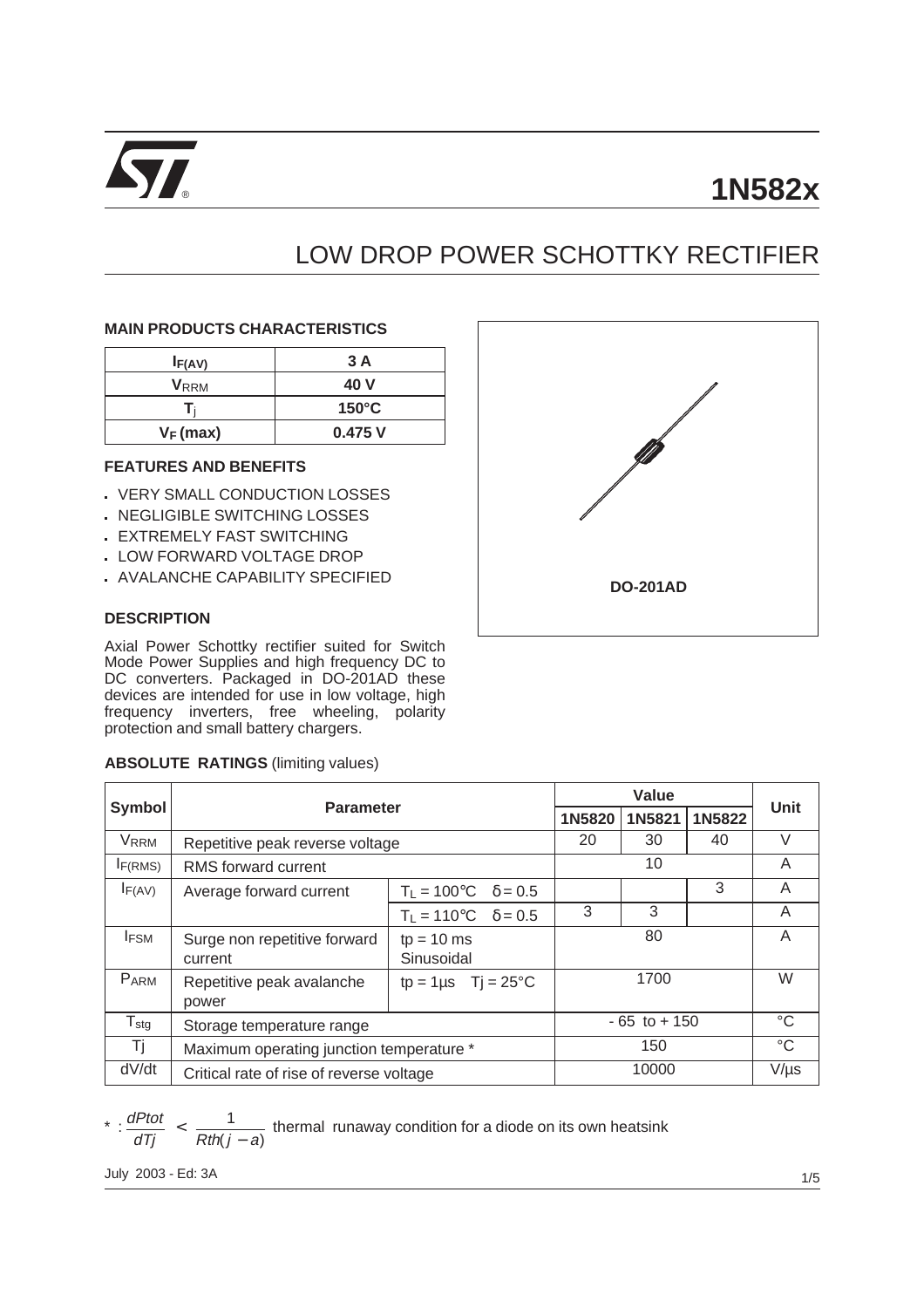# 1N582x

## LOW DROP POWER SCHOTTKY RECTIFIER

### MAIN PRODUCTS CHARACTERISTICS

| | |
|---|---|
| $I_{F(AV)}$ | 3 A |
| $V_{RRM}$ | 40 V |
| $T_j$ | 150°C |
| $V_F$ (max) | 0.475 V |

### FEATURES AND BENEFITS

- VERY SMALL CONDUCTION LOSSES
- NEGLIGIBLE SWITCHING LOSSES
- EXTREMELY FAST SWITCHING
- LOW FORWARD VOLTAGE DROP
- AVALANCHE CAPABILITY SPECIFIED

### DESCRIPTION

Axial Power Schottky rectifier suited for Switch Mode Power Supplies and high frequency DC to DC converters. Packaged in DO-201AD these devices are intended for use in low voltage, high frequency inverters, free wheeling, polarity protection and small battery chargers.

DO-201AD

### ABSOLUTE RATINGS (limiting values)

| Symbol | Parameter | | Value | | | Unit |
|---|---|---|---|---|---|---|
| | | | 1N5820 | 1N5821 | 1N5822 | |
| $V_{RRM}$ | Repetitive peak reverse voltage | | 20 | 30 | 40 | V |
| $I_{F(RMS)}$ | RMS forward current | | 10 | | | A |
| $I_{F(AV)}$ | Average forward current | $T_L = 100°C$ $\delta = 0.5$ | | | 3 | A |
| | | $T_L = 110°C$ $\delta = 0.5$ | 3 | 3 | | A |
| $I_{FSM}$ | Surge non repetitive forward current | tp = 10 ms Sinusoidal | 80 | | | A |
| $P_{ARM}$ | Repetitive peak avalanche power | tp = 1µs Tj = 25°C | 1700 | | | W |
| $T_{stg}$ | Storage temperature range | | - 65 to + 150 | | | °C |
| Tj | Maximum operating junction temperature * | | 150 | | | °C |
| dV/dt | Critical rate of rise of reverse voltage | | 10000 | | | V/µs |

* : $\frac{dPtot}{dTj} < \frac{1}{Rth(j-a)}$ thermal runaway condition for a diode on its own heatsink

July 2003 - Ed: 3A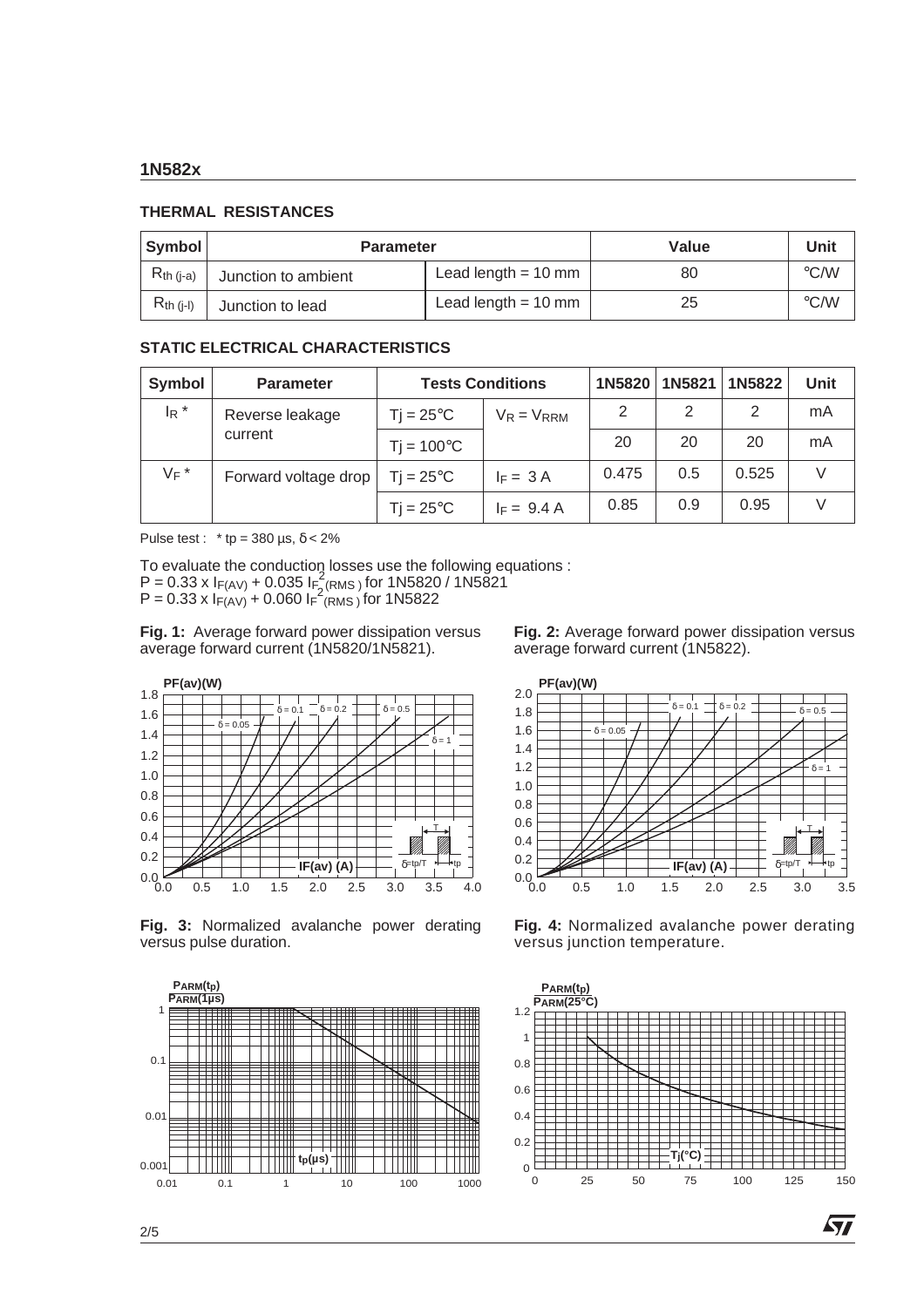## THERMAL RESISTANCES

| Symbol | Parameter | | Value | Unit |
|---|---|---|---|---|
| $R_{th\ (j-a)}$ | Junction to ambient | Lead length = 10 mm | 80 | °C/W |
| $R_{th\ (j-l)}$ | Junction to lead | Lead length = 10 mm | 25 | °C/W |

## STATIC ELECTRICAL CHARACTERISTICS

| Symbol | Parameter | Tests Conditions | | 1N5820 | 1N5821 | 1N5822 | Unit |
|---|---|---|---|---|---|---|---|
| $I_R$ * | Reverse leakage current | Tj = 25°C | $V_R = V_{RRM}$ | 2 | 2 | 2 | mA |
| | | Tj = 100°C | | 20 | 20 | 20 | mA |
| $V_F$ * | Forward voltage drop | Tj = 25°C | $I_F$ = 3 A | 0.475 | 0.5 | 0.525 | V |
| | | Tj = 25°C | $I_F$ = 9.4 A | 0.85 | 0.9 | 0.95 | V |

Pulse test : * tp = 380 µs, δ < 2%

To evaluate the conduction losses use the following equations :
$P = 0.33 \times I_{F(AV)} + 0.035\ I_{F}^{2}{}_{(RMS)}$ for 1N5820 / 1N5821
$P = 0.33 \times I_{F(AV)} + 0.060\ I_{F}^{2}{}_{(RMS)}$ for 1N5822

**Fig. 1:** Average forward power dissipation versus average forward current (1N5820/1N5821).

**Fig. 2:** Average forward power dissipation versus average forward current (1N5822).

**Fig. 3:** Normalized avalanche power derating versus pulse duration.

**Fig. 4:** Normalized avalanche power derating versus junction temperature.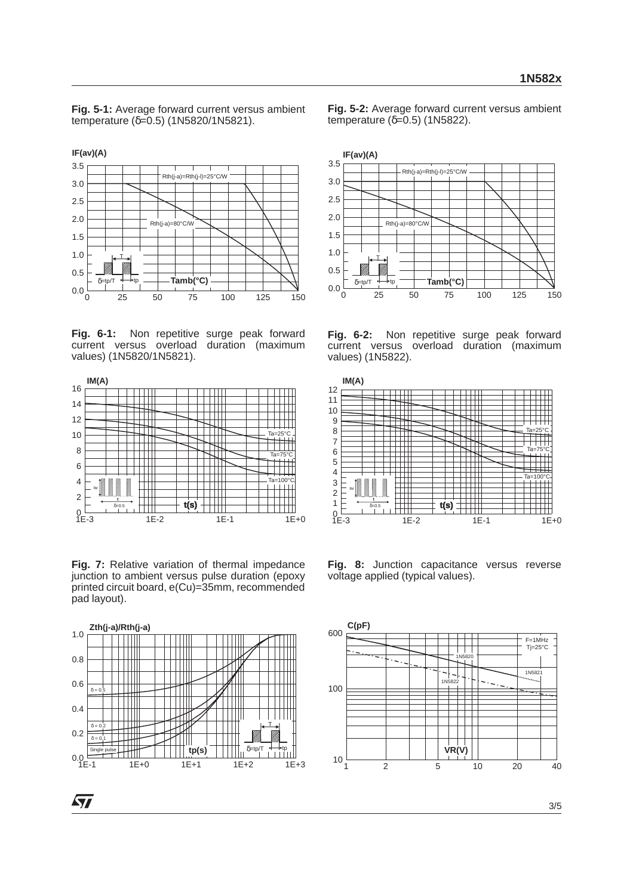**Fig. 5-1:** Average forward current versus ambient temperature (δ=0.5) (1N5820/1N5821).

**Fig. 5-2:** Average forward current versus ambient temperature (δ=0.5) (1N5822).

**Fig. 6-1:** Non repetitive surge peak forward current versus overload duration (maximum values) (1N5820/1N5821).

**Fig. 6-2:** Non repetitive surge peak forward current versus overload duration (maximum values) (1N5822).

**Fig. 7:** Relative variation of thermal impedance junction to ambient versus pulse duration (epoxy printed circuit board, e(Cu)=35mm, recommended pad layout).

**Fig. 8:** Junction capacitance versus reverse voltage applied (typical values).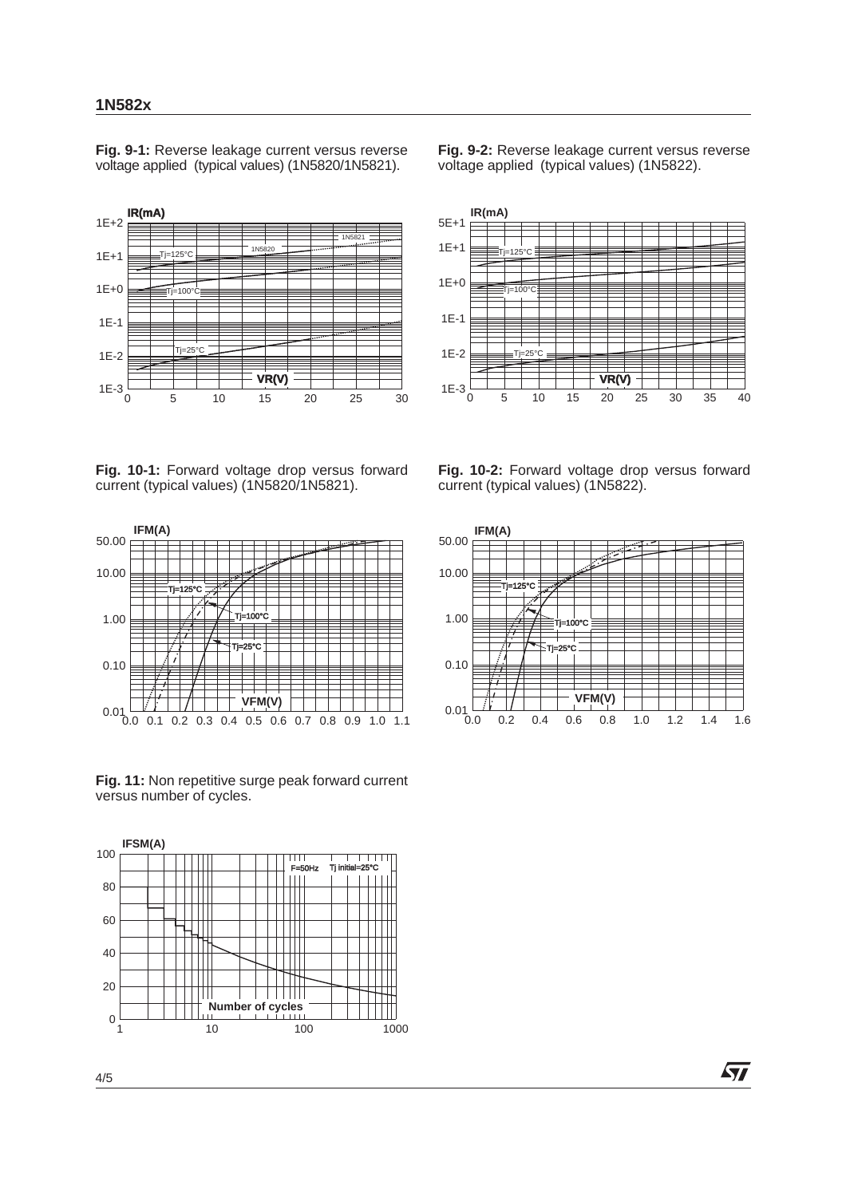**Fig. 9-1:** Reverse leakage current versus reverse voltage applied (typical values) (1N5820/1N5821).

**Fig. 9-2:** Reverse leakage current versus reverse voltage applied (typical values) (1N5822).

**Fig. 10-1:** Forward voltage drop versus forward current (typical values) (1N5820/1N5821).

**Fig. 10-2:** Forward voltage drop versus forward current (typical values) (1N5822).

**Fig. 11:** Non repetitive surge peak forward current versus number of cycles.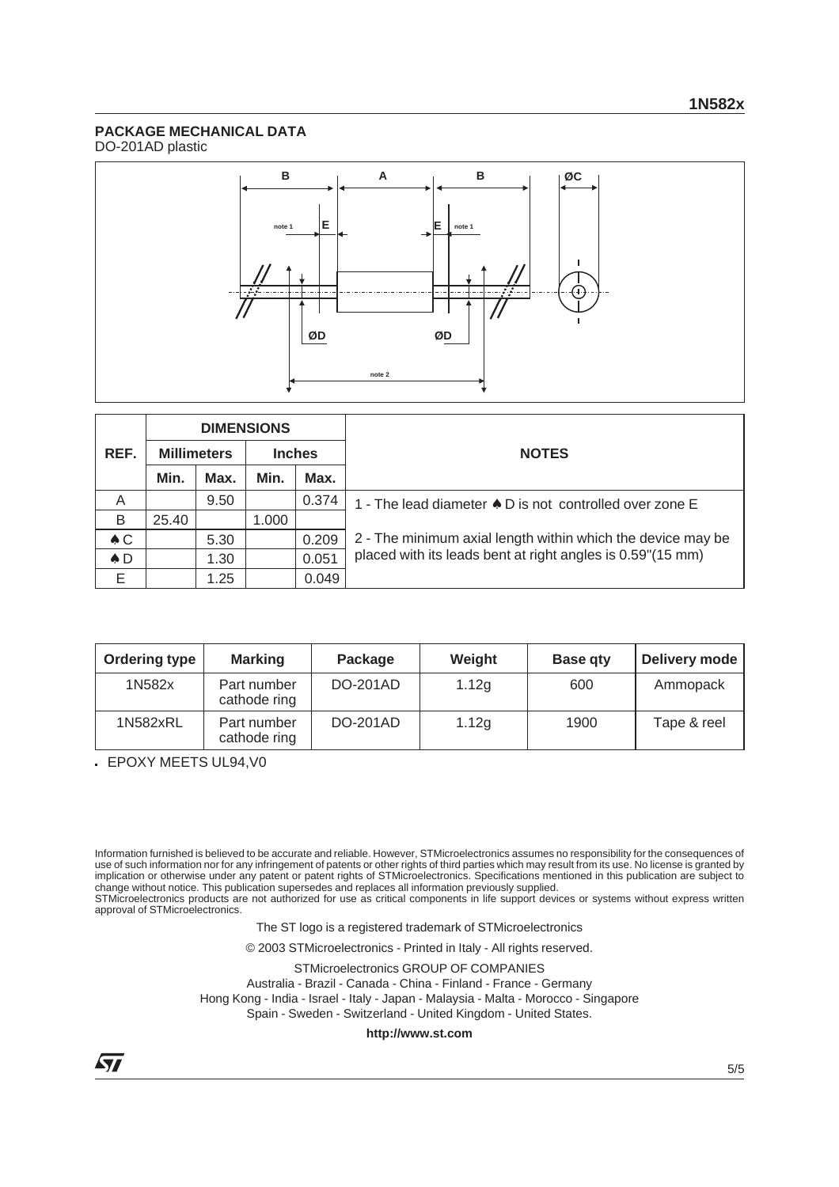## PACKAGE MECHANICAL DATA

DO-201AD plastic

B
A
B
ØC
note 1
E
E
note 1
ØD
ØD
note 2

| REF. | DIMENSIONS | | | | NOTES |
|---|---|---|---|---|---|
| | Millimeters | | Inches | | |
| | Min. | Max. | Min. | Max. | |
| A | | 9.50 | | 0.374 | 1 - The lead diameter ♠ D is not controlled over zone E |
| B | 25.40 | | 1.000 | | |
| ♠ C | | 5.30 | | 0.209 | 2 - The minimum axial length within which the device may be placed with its leads bent at right angles is 0.59"(15 mm) |
| ♠ D | | 1.30 | | 0.051 | |
| E | | 1.25 | | 0.049 | |

| Ordering type | Marking | Package | Weight | Base qty | Delivery mode |
|---|---|---|---|---|---|
| 1N582x | Part number cathode ring | DO-201AD | 1.12g | 600 | Ammopack |
| 1N582xRL | Part number cathode ring | DO-201AD | 1.12g | 1900 | Tape & reel |

- EPOXY MEETS UL94,V0

Information furnished is believed to be accurate and reliable. However, STMicroelectronics assumes no responsibility for the consequences of use of such information nor for any infringement of patents or other rights of third parties which may result from its use. No license is granted by implication or otherwise under any patent or patent rights of STMicroelectronics. Specifications mentioned in this publication are subject to change without notice. This publication supersedes and replaces all information previously supplied.
STMicroelectronics products are not authorized for use as critical components in life support devices or systems without express written approval of STMicroelectronics.

The ST logo is a registered trademark of STMicroelectronics

© 2003 STMicroelectronics - Printed in Italy - All rights reserved.

STMicroelectronics GROUP OF COMPANIES
Australia - Brazil - Canada - China - Finland - France - Germany
Hong Kong - India - Israel - Italy - Japan - Malaysia - Malta - Morocco - Singapore
Spain - Sweden - Switzerland - United Kingdom - United States.

**http://www.st.com**